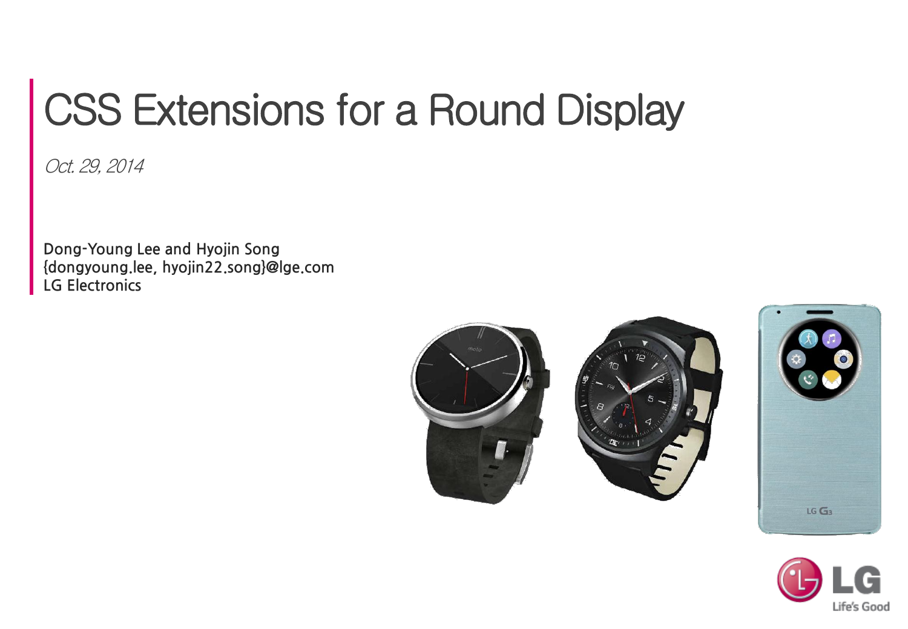# CSS Extensions for a Round Display

*Oct. 29, 2014*

Dong-Young Lee and Hyojin Song
{dongyoung.lee, hyojin22.song}@lge.com
LG Electronics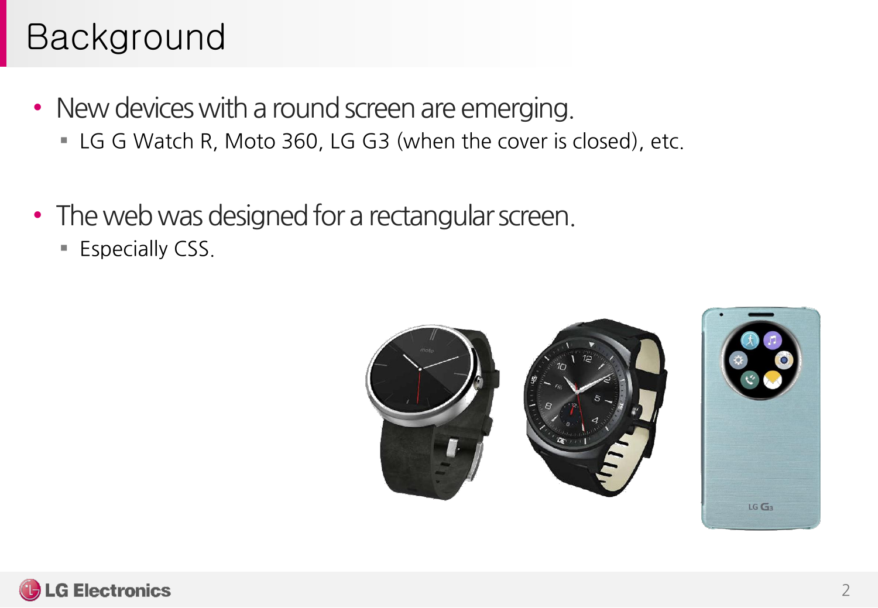# Background

- New devices with a round screen are emerging.
  - LG G Watch R, Moto 360, LG G3 (when the cover is closed), etc.

- The web was designed for a rectangular screen.
  - Especially CSS.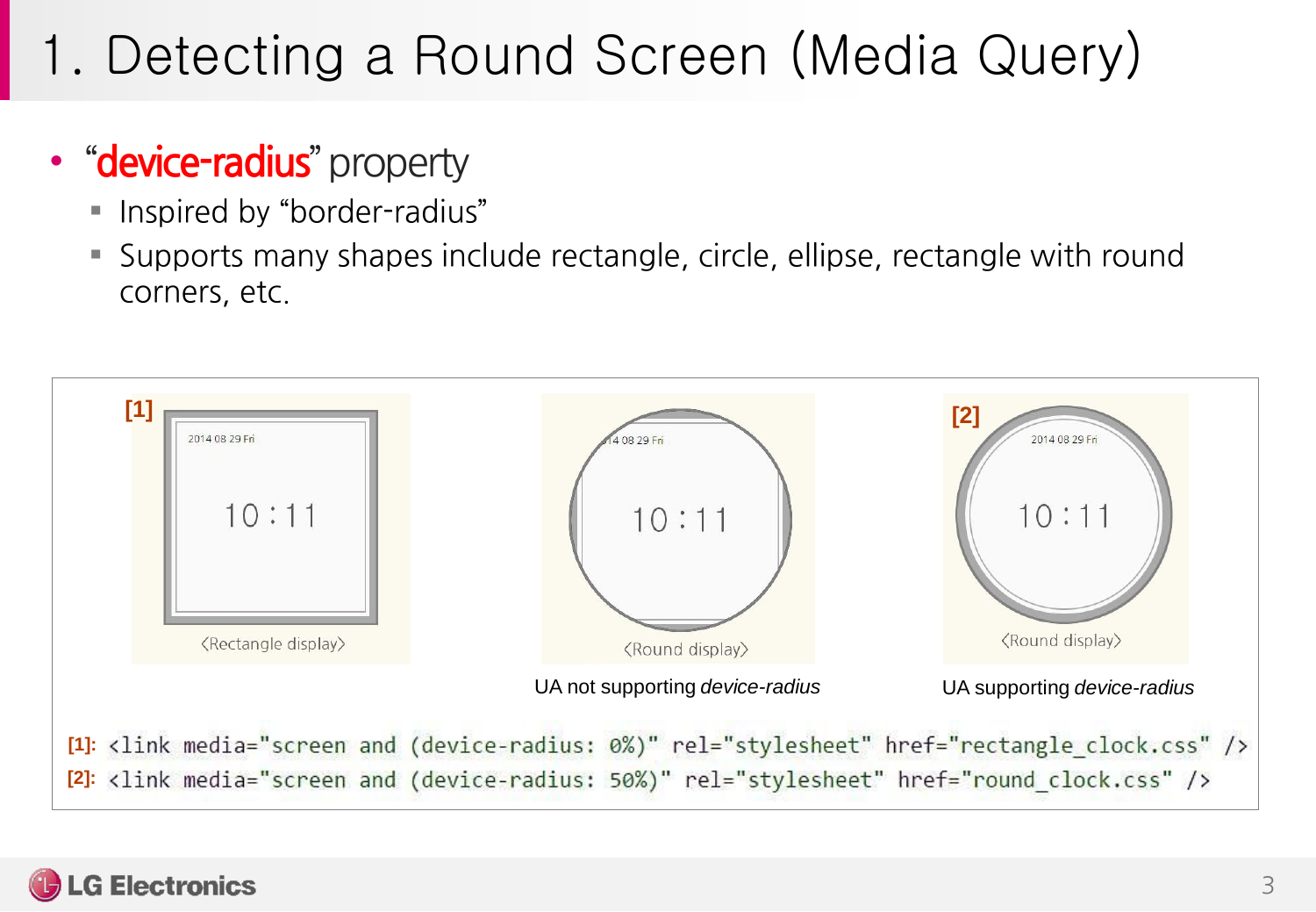# 1. Detecting a Round Screen (Media Query)

- **"device-radius"** property
  - Inspired by "border-radius"
  - Supports many shapes include rectangle, circle, ellipse, rectangle with round corners, etc.

[1]

2014 08 29 Fri

10 : 11

〈Rectangle display〉

14 08 29 Fri

10 : 11

〈Round display〉

UA not supporting *device-radius*

[2]

2014 08 29 Fri

10 : 11

〈Round display〉

UA supporting *device-radius*

[1]:
```
<link media="screen and (device-radius: 0%)" rel="stylesheet" href="rectangle_clock.css" />
```
[2]:
```
<link media="screen and (device-radius: 50%)" rel="stylesheet" href="round_clock.css" />
```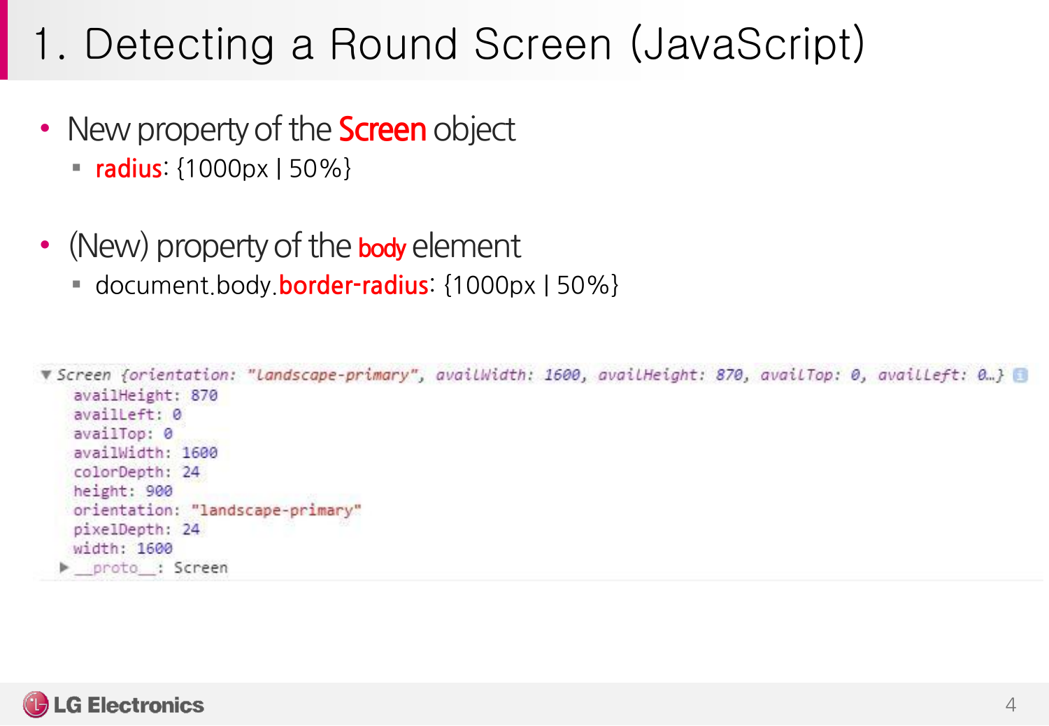# 1. Detecting a Round Screen (JavaScript)

- New property of the **Screen** object
  - **radius**: {1000px | 50%}

- (New) property of the **body** element
  - document.body.**border-radius**: {1000px | 50%}

```
▼ Screen {orientation: "landscape-primary", availWidth: 1600, availHeight: 870, availTop: 0, availLeft: 0…}
    availHeight: 870
    availLeft: 0
    availTop: 0
    availWidth: 1600
    colorDepth: 24
    height: 900
    orientation: "landscape-primary"
    pixelDepth: 24
    width: 1600
  ▶ __proto__: Screen
```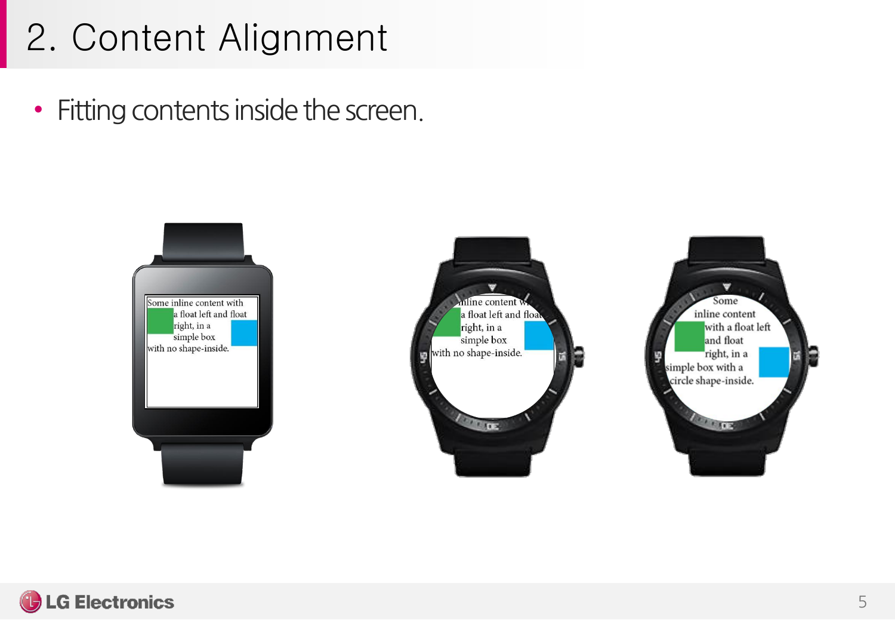# 2. Content Alignment

- Fitting contents inside the screen.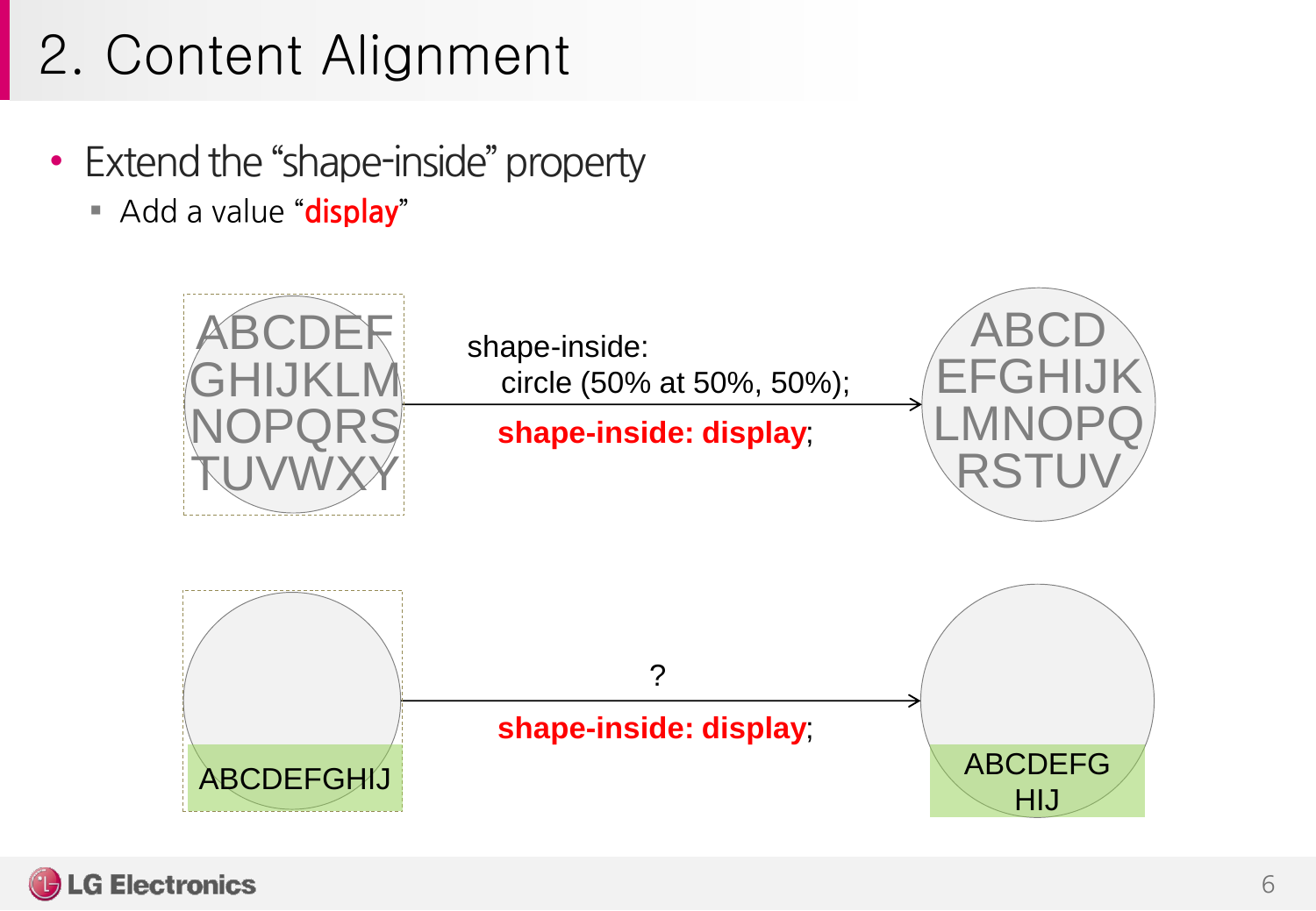# 2. Content Alignment

- Extend the "shape-inside" property
  - Add a value "**display**"

ABCDEF
GHIJKLM
NOPQRS
TUVWXY

shape-inside:
circle (50% at 50%, 50%);

**shape-inside: display**;

ABCD
EFGHIJK
LMNOPQ
RSTUV

ABCDEFGHIJ

?

**shape-inside: display**;

ABCDEFG
HIJ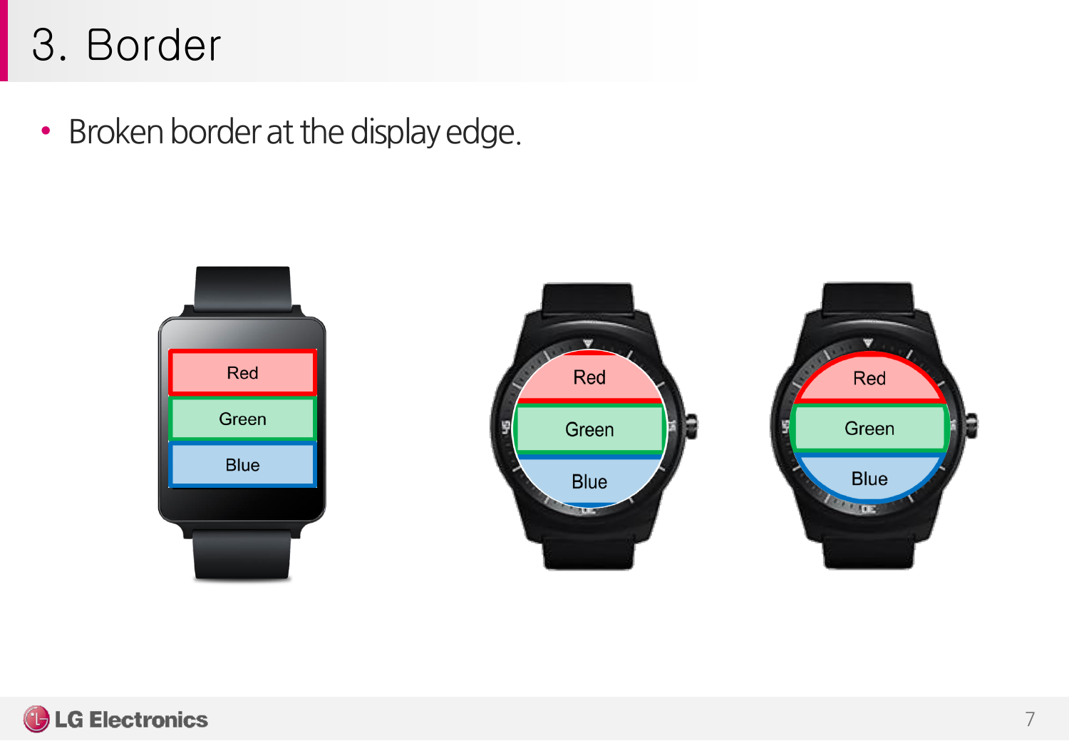# 3. Border

- Broken border at the display edge.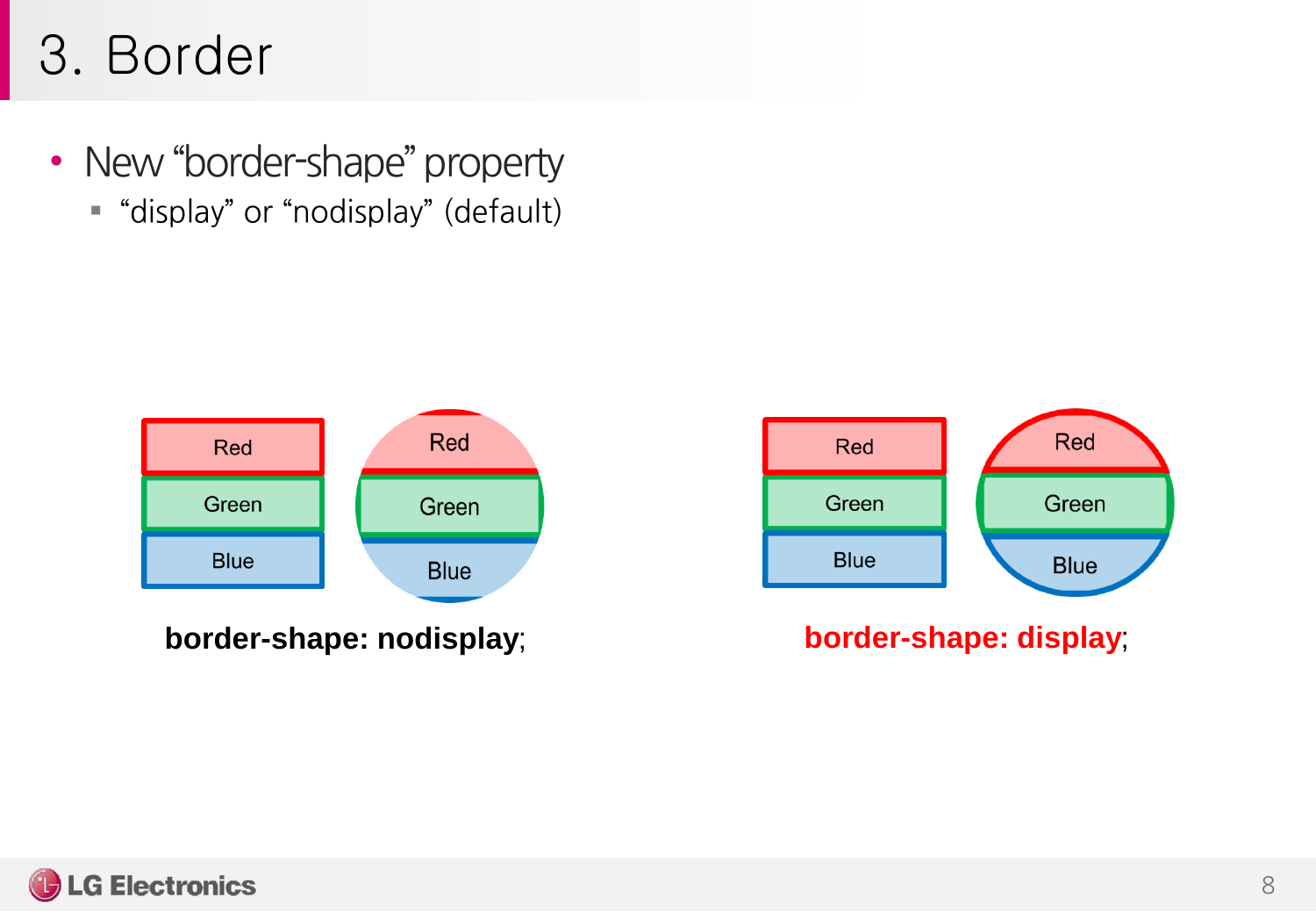# 3. Border

- New “border-shape” property
  - “display” or “nodisplay” (default)

Red

Green

Blue

Red

Green

Blue

**border-shape: nodisplay**;

Red

Green

Blue

Red

Green

Blue

**border-shape: display**;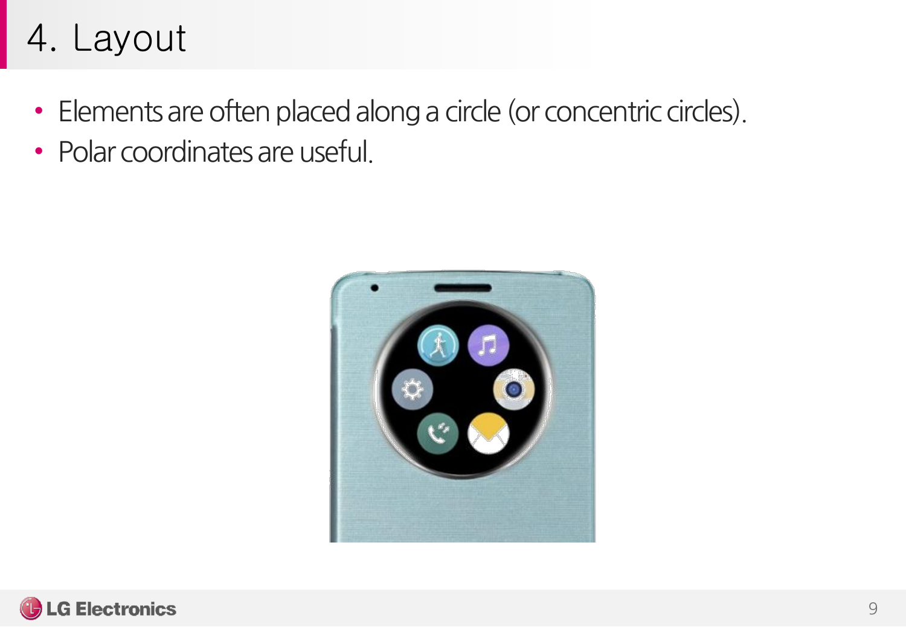# 4. Layout

- Elements are often placed along a circle (or concentric circles).
- Polar coordinates are useful.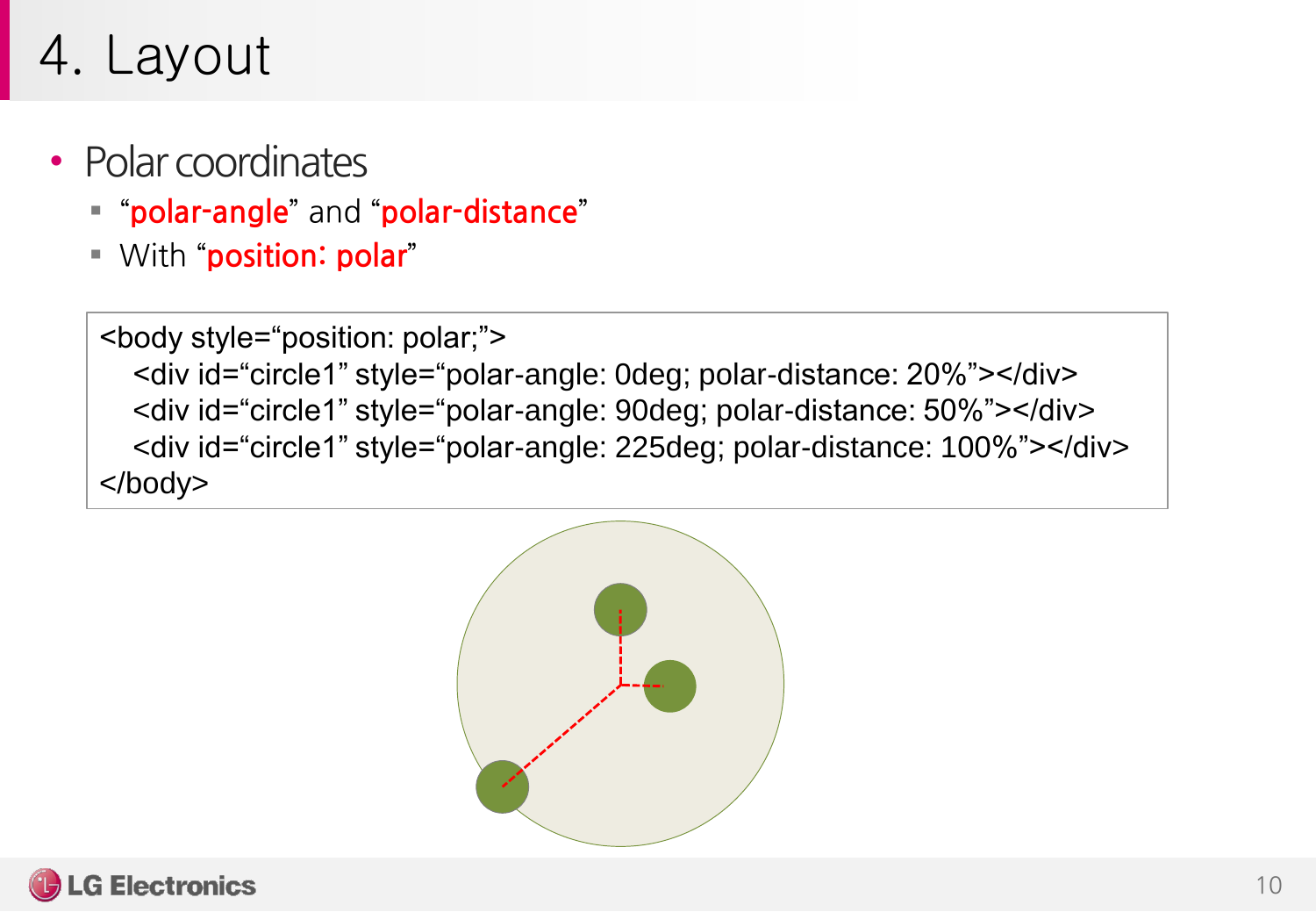# 4. Layout

- Polar coordinates
  - "polar-angle" and "polar-distance"
  - With "position: polar"

```
<body style="position: polar;">
   <div id="circle1" style="polar-angle: 0deg; polar-distance: 20%"></div>
   <div id="circle1" style="polar-angle: 90deg; polar-distance: 50%"></div>
   <div id="circle1" style="polar-angle: 225deg; polar-distance: 100%"></div>
</body>
```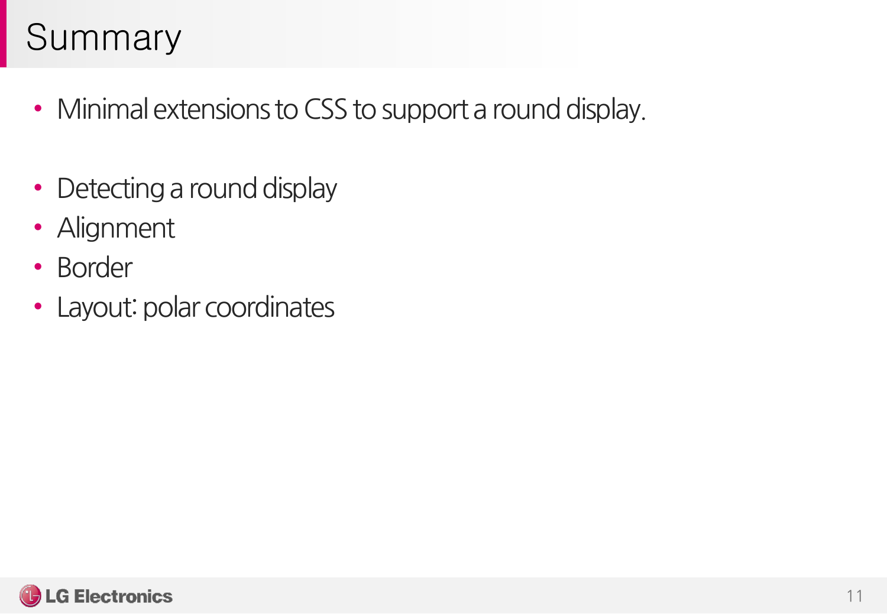# Summary

- Minimal extensions to CSS to support a round display.

- Detecting a round display
- Alignment
- Border
- Layout: polar coordinates